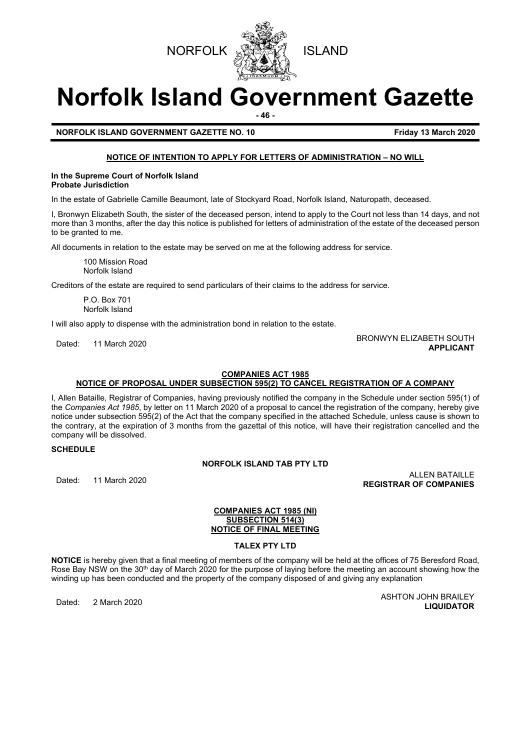NORFOLK ISLAND

# Norfolk Island Government Gazette

**NORFOLK ISLAND GOVERNMENT GAZETTE NO. 10** **Friday 13 March 2020**

## NOTICE OF INTENTION TO APPLY FOR LETTERS OF ADMINISTRATION – NO WILL

**In the Supreme Court of Norfolk Island**
**Probate Jurisdiction**

In the estate of Gabrielle Camille Beaumont, late of Stockyard Road, Norfolk Island, Naturopath, deceased.

I, Bronwyn Elizabeth South, the sister of the deceased person, intend to apply to the Court not less than 14 days, and not more than 3 months, after the day this notice is published for letters of administration of the estate of the deceased person to be granted to me.

All documents in relation to the estate may be served on me at the following address for service.

100 Mission Road
Norfolk Island

Creditors of the estate are required to send particulars of their claims to the address for service.

P.O. Box 701
Norfolk Island

I will also apply to dispense with the administration bond in relation to the estate.

Dated: 11 March 2020

BRONWYN ELIZABETH SOUTH
**APPLICANT**

## COMPANIES ACT 1985
## NOTICE OF PROPOSAL UNDER SUBSECTION 595(2) TO CANCEL REGISTRATION OF A COMPANY

I, Allen Bataille, Registrar of Companies, having previously notified the company in the Schedule under section 595(1) of the *Companies Act 1985*, by letter on 11 March 2020 of a proposal to cancel the registration of the company, hereby give notice under subsection 595(2) of the Act that the company specified in the attached Schedule, unless cause is shown to the contrary, at the expiration of 3 months from the gazettal of this notice, will have their registration cancelled and the company will be dissolved.

**SCHEDULE**

**NORFOLK ISLAND TAB PTY LTD**

Dated: 11 March 2020

ALLEN BATAILLE
**REGISTRAR OF COMPANIES**

## COMPANIES ACT 1985 (NI)
## SUBSECTION 514(3)
## NOTICE OF FINAL MEETING

**TALEX PTY LTD**

**NOTICE** is hereby given that a final meeting of members of the company will be held at the offices of 75 Beresford Road, Rose Bay NSW on the 30th day of March 2020 for the purpose of laying before the meeting an account showing how the winding up has been conducted and the property of the company disposed of and giving any explanation

Dated: 2 March 2020

ASHTON JOHN BRAILEY
**LIQUIDATOR**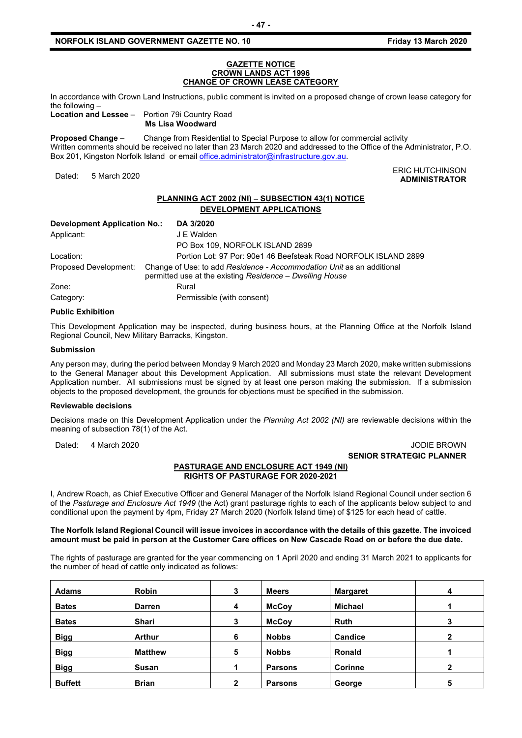## GAZETTE NOTICE
## CROWN LANDS ACT 1996
## CHANGE OF CROWN LEASE CATEGORY

In accordance with Crown Land Instructions, public comment is invited on a proposed change of crown lease category for the following –

**Location and Lessee** – Portion 79i Country Road
**Ms Lisa Woodward**

**Proposed Change** – Change from Residential to Special Purpose to allow for commercial activity

Written comments should be received no later than 23 March 2020 and addressed to the Office of the Administrator, P.O. Box 201, Kingston Norfolk Island or email office.administrator@infrastructure.gov.au.

Dated: 5 March 2020

ERIC HUTCHINSON
**ADMINISTRATOR**

## PLANNING ACT 2002 (NI) – SUBSECTION 43(1) NOTICE
## DEVELOPMENT APPLICATIONS

| | |
|---|---|
| **Development Application No.:** | **DA 3/2020** |
| Applicant: | J E Walden<br>PO Box 109, NORFOLK ISLAND 2899 |
| Location: | Portion Lot: 97 Por: 90e1 46 Beefsteak Road NORFOLK ISLAND 2899 |
| Proposed Development: | Change of Use: to add *Residence - Accommodation Unit* as an additional permitted use at the existing *Residence – Dwelling House* |
| Zone: | Rural |
| Category: | Permissible (with consent) |

**Public Exhibition**

This Development Application may be inspected, during business hours, at the Planning Office at the Norfolk Island Regional Council, New Military Barracks, Kingston.

**Submission**

Any person may, during the period between Monday 9 March 2020 and Monday 23 March 2020, make written submissions to the General Manager about this Development Application. All submissions must state the relevant Development Application number. All submissions must be signed by at least one person making the submission. If a submission objects to the proposed development, the grounds for objections must be specified in the submission.

**Reviewable decisions**

Decisions made on this Development Application under the *Planning Act 2002 (NI)* are reviewable decisions within the meaning of subsection 78(1) of the Act.

Dated: 4 March 2020

JODIE BROWN
**SENIOR STRATEGIC PLANNER**

## PASTURAGE AND ENCLOSURE ACT 1949 (NI)
## RIGHTS OF PASTURAGE FOR 2020-2021

I, Andrew Roach, as Chief Executive Officer and General Manager of the Norfolk Island Regional Council under section 6 of the *Pasturage and Enclosure Act 1949* (the Act) grant pasturage rights to each of the applicants below subject to and conditional upon the payment by 4pm, Friday 27 March 2020 (Norfolk Island time) of $125 for each head of cattle.

**The Norfolk Island Regional Council will issue invoices in accordance with the details of this gazette. The invoiced amount must be paid in person at the Customer Care offices on New Cascade Road on or before the due date.**

The rights of pasturage are granted for the year commencing on 1 April 2020 and ending 31 March 2021 to applicants for the number of head of cattle only indicated as follows:

| | | | | | |
|---|---|---|---|---|---|
| **Adams** | **Robin** | **3** | **Meers** | **Margaret** | **4** |
| **Bates** | **Darren** | **4** | **McCoy** | **Michael** | **1** |
| **Bates** | **Shari** | **3** | **McCoy** | **Ruth** | **3** |
| **Bigg** | **Arthur** | **6** | **Nobbs** | **Candice** | **2** |
| **Bigg** | **Matthew** | **5** | **Nobbs** | **Ronald** | **1** |
| **Bigg** | **Susan** | **1** | **Parsons** | **Corinne** | **2** |
| **Buffett** | **Brian** | **2** | **Parsons** | **George** | **5** |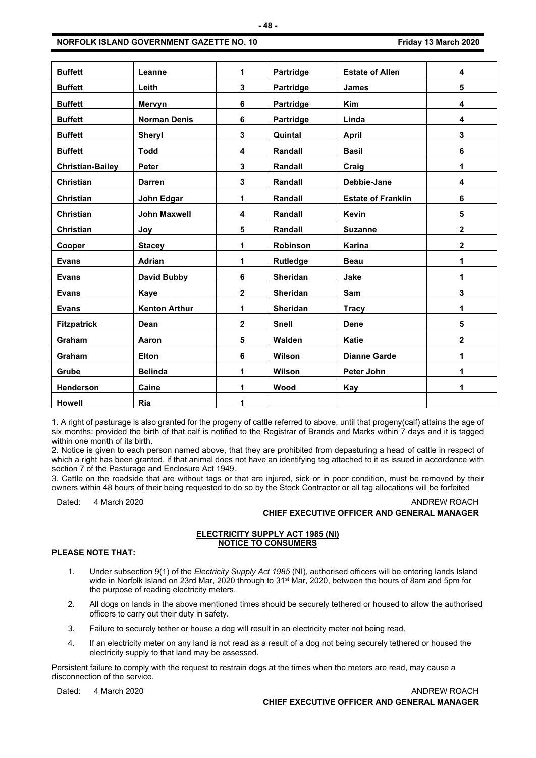| Buffett | Leanne | 1 | Partridge | Estate of Allen | 4 |
|---|---|---|---|---|---|
| Buffett | Leith | 3 | Partridge | James | 5 |
| Buffett | Mervyn | 6 | Partridge | Kim | 4 |
| Buffett | Norman Denis | 6 | Partridge | Linda | 4 |
| Buffett | Sheryl | 3 | Quintal | April | 3 |
| Buffett | Todd | 4 | Randall | Basil | 6 |
| Christian-Bailey | Peter | 3 | Randall | Craig | 1 |
| Christian | Darren | 3 | Randall | Debbie-Jane | 4 |
| Christian | John Edgar | 1 | Randall | Estate of Franklin | 6 |
| Christian | John Maxwell | 4 | Randall | Kevin | 5 |
| Christian | Joy | 5 | Randall | Suzanne | 2 |
| Cooper | Stacey | 1 | Robinson | Karina | 2 |
| Evans | Adrian | 1 | Rutledge | Beau | 1 |
| Evans | David Bubby | 6 | Sheridan | Jake | 1 |
| Evans | Kaye | 2 | Sheridan | Sam | 3 |
| Evans | Kenton Arthur | 1 | Sheridan | Tracy | 1 |
| Fitzpatrick | Dean | 2 | Snell | Dene | 5 |
| Graham | Aaron | 5 | Walden | Katie | 2 |
| Graham | Elton | 6 | Wilson | Dianne Garde | 1 |
| Grube | Belinda | 1 | Wilson | Peter John | 1 |
| Henderson | Caine | 1 | Wood | Kay | 1 |
| Howell | Ria | 1 | | | |

1. A right of pasturage is also granted for the progeny of cattle referred to above, until that progeny(calf) attains the age of six months: provided the birth of that calf is notified to the Registrar of Brands and Marks within 7 days and it is tagged within one month of its birth.
2. Notice is given to each person named above, that they are prohibited from depasturing a head of cattle in respect of which a right has been granted, if that animal does not have an identifying tag attached to it as issued in accordance with section 7 of the Pasturage and Enclosure Act 1949.
3. Cattle on the roadside that are without tags or that are injured, sick or in poor condition, must be removed by their owners within 48 hours of their being requested to do so by the Stock Contractor or all tag allocations will be forfeited

Dated: 4 March 2020

ANDREW ROACH
**CHIEF EXECUTIVE OFFICER AND GENERAL MANAGER**

## ELECTRICITY SUPPLY ACT 1985 (NI)
## NOTICE TO CONSUMERS

**PLEASE NOTE THAT:**

1. Under subsection 9(1) of the *Electricity Supply Act 1985* (NI), authorised officers will be entering lands Island wide in Norfolk Island on 23rd Mar, 2020 through to 31st Mar, 2020, between the hours of 8am and 5pm for the purpose of reading electricity meters.
2. All dogs on lands in the above mentioned times should be securely tethered or housed to allow the authorised officers to carry out their duty in safety.
3. Failure to securely tether or house a dog will result in an electricity meter not being read.
4. If an electricity meter on any land is not read as a result of a dog not being securely tethered or housed the electricity supply to that land may be assessed.

Persistent failure to comply with the request to restrain dogs at the times when the meters are read, may cause a disconnection of the service.

Dated: 4 March 2020

ANDREW ROACH
**CHIEF EXECUTIVE OFFICER AND GENERAL MANAGER**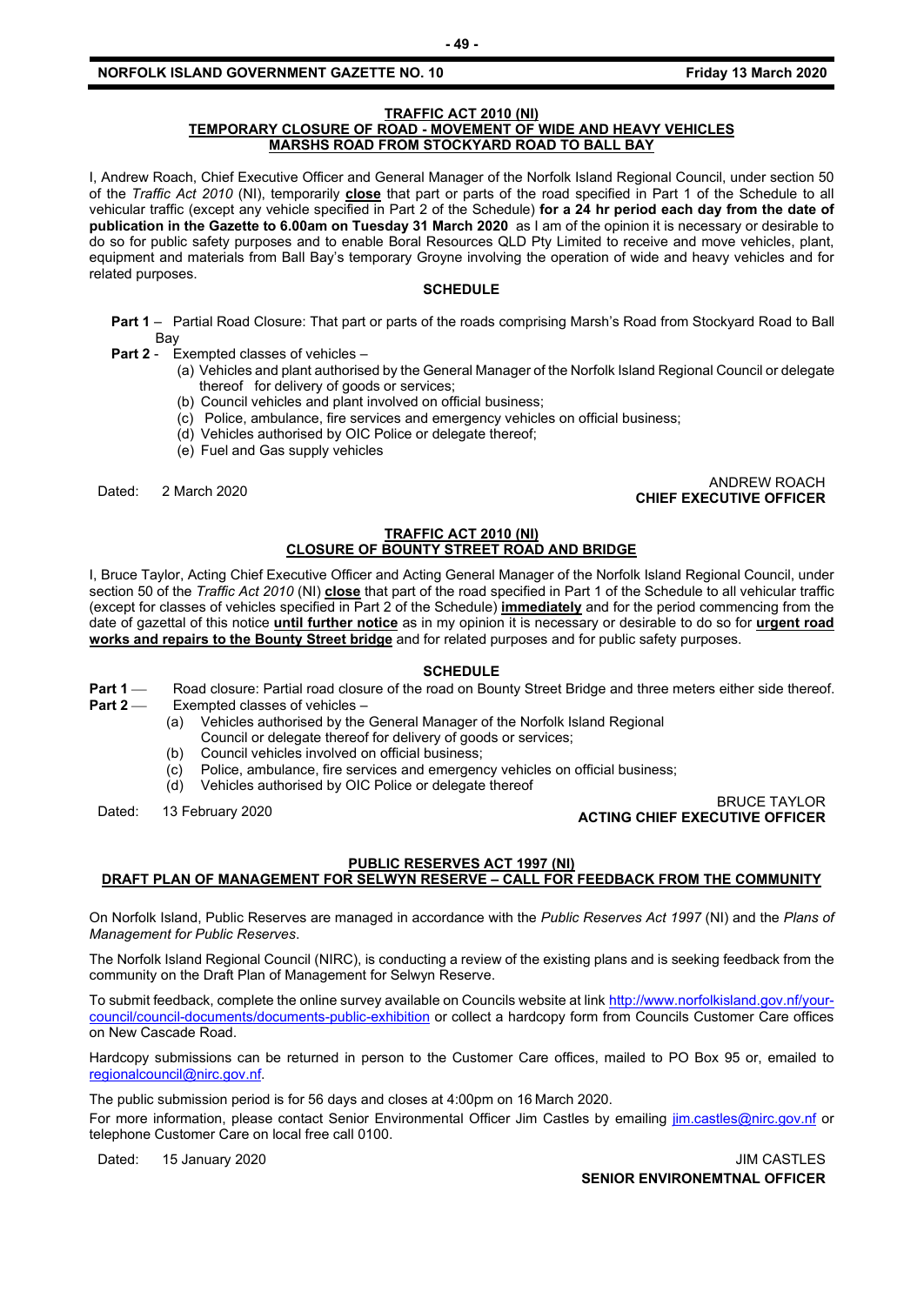## TRAFFIC ACT 2010 (NI)
## TEMPORARY CLOSURE OF ROAD - MOVEMENT OF WIDE AND HEAVY VEHICLES
## MARSHS ROAD FROM STOCKYARD ROAD TO BALL BAY

I, Andrew Roach, Chief Executive Officer and General Manager of the Norfolk Island Regional Council, under section 50 of the *Traffic Act 2010* (NI), temporarily **close** that part or parts of the road specified in Part 1 of the Schedule to all vehicular traffic (except any vehicle specified in Part 2 of the Schedule) **for a 24 hr period each day from the date of publication in the Gazette to 6.00am on Tuesday 31 March 2020** as I am of the opinion it is necessary or desirable to do so for public safety purposes and to enable Boral Resources QLD Pty Limited to receive and move vehicles, plant, equipment and materials from Ball Bay's temporary Groyne involving the operation of wide and heavy vehicles and for related purposes.

**SCHEDULE**

**Part 1** – Partial Road Closure: That part or parts of the roads comprising Marsh's Road from Stockyard Road to Ball Bay

**Part 2** - Exempted classes of vehicles –

(a) Vehicles and plant authorised by the General Manager of the Norfolk Island Regional Council or delegate thereof for delivery of goods or services;
(b) Council vehicles and plant involved on official business;
(c) Police, ambulance, fire services and emergency vehicles on official business;
(d) Vehicles authorised by OIC Police or delegate thereof;
(e) Fuel and Gas supply vehicles

Dated: 2 March 2020

ANDREW ROACH
**CHIEF EXECUTIVE OFFICER**

## TRAFFIC ACT 2010 (NI)
## CLOSURE OF BOUNTY STREET ROAD AND BRIDGE

I, Bruce Taylor, Acting Chief Executive Officer and Acting General Manager of the Norfolk Island Regional Council, under section 50 of the *Traffic Act 2010* (NI) **close** that part of the road specified in Part 1 of the Schedule to all vehicular traffic (except for classes of vehicles specified in Part 2 of the Schedule) **immediately** and for the period commencing from the date of gazettal of this notice **until further notice** as in my opinion it is necessary or desirable to do so for **urgent road works and repairs to the Bounty Street bridge** and for related purposes and for public safety purposes.

**SCHEDULE**

**Part 1** — Road closure: Partial road closure of the road on Bounty Street Bridge and three meters either side thereof.

**Part 2** — Exempted classes of vehicles –

(a) Vehicles authorised by the General Manager of the Norfolk Island Regional Council or delegate thereof for delivery of goods or services;
(b) Council vehicles involved on official business;
(c) Police, ambulance, fire services and emergency vehicles on official business;
(d) Vehicles authorised by OIC Police or delegate thereof

Dated: 13 February 2020

BRUCE TAYLOR
**ACTING CHIEF EXECUTIVE OFFICER**

## PUBLIC RESERVES ACT 1997 (NI)
## DRAFT PLAN OF MANAGEMENT FOR SELWYN RESERVE – CALL FOR FEEDBACK FROM THE COMMUNITY

On Norfolk Island, Public Reserves are managed in accordance with the *Public Reserves Act 1997* (NI) and the *Plans of Management for Public Reserves*.

The Norfolk Island Regional Council (NIRC), is conducting a review of the existing plans and is seeking feedback from the community on the Draft Plan of Management for Selwyn Reserve.

To submit feedback, complete the online survey available on Councils website at link http://www.norfolkisland.gov.nf/your-council/council-documents/documents-public-exhibition or collect a hardcopy form from Councils Customer Care offices on New Cascade Road.

Hardcopy submissions can be returned in person to the Customer Care offices, mailed to PO Box 95 or, emailed to regionalcouncil@nirc.gov.nf.

The public submission period is for 56 days and closes at 4:00pm on 16 March 2020.

For more information, please contact Senior Environmental Officer Jim Castles by emailing jim.castles@nirc.gov.nf or telephone Customer Care on local free call 0100.

Dated: 15 January 2020

JIM CASTLES
**SENIOR ENVIRONEMTNAL OFFICER**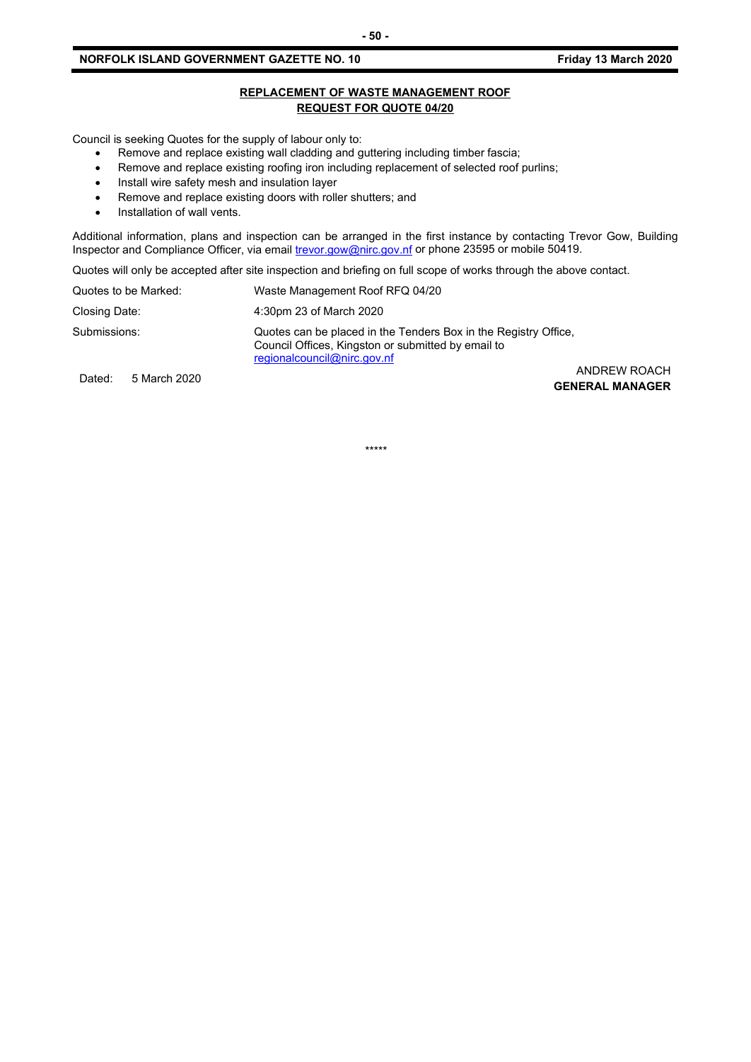## REPLACEMENT OF WASTE MANAGEMENT ROOF
## REQUEST FOR QUOTE 04/20

Council is seeking Quotes for the supply of labour only to:

- Remove and replace existing wall cladding and guttering including timber fascia;
- Remove and replace existing roofing iron including replacement of selected roof purlins;
- Install wire safety mesh and insulation layer
- Remove and replace existing doors with roller shutters; and
- Installation of wall vents.

Additional information, plans and inspection can be arranged in the first instance by contacting Trevor Gow, Building Inspector and Compliance Officer, via email trevor.gow@nirc.gov.nf or phone 23595 or mobile 50419.

Quotes will only be accepted after site inspection and briefing on full scope of works through the above contact.

| | |
|---|---|
| Quotes to be Marked: | Waste Management Roof RFQ 04/20 |
| Closing Date: | 4:30pm 23 of March 2020 |
| Submissions: | Quotes can be placed in the Tenders Box in the Registry Office, Council Offices, Kingston or submitted by email to regionalcouncil@nirc.gov.nf |

Dated: 5 March 2020

ANDREW ROACH
**GENERAL MANAGER**

*****